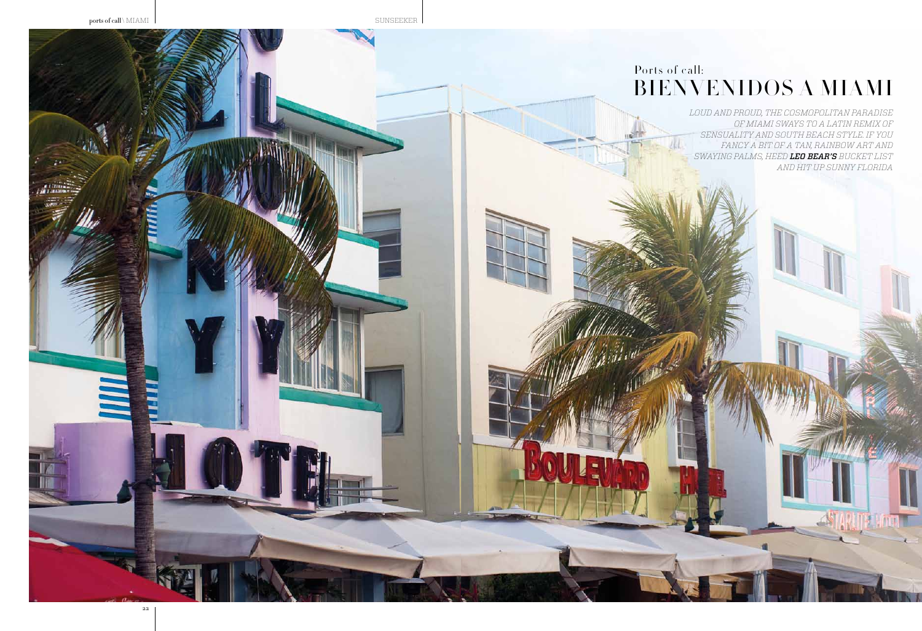# Ports of call:
# BIENVENIDOS A MIAMI

*LOUD AND PROUD, THE COSMOPOLITAN PARADISE OF MIAMI SWAYS TO A LATIN REMIX OF SENSUALITY AND SOUTH BEACH STYLE. IF YOU FANCY A BIT OF A TAN, RAINBOW ART AND SWAYING PALMS, HEED* ***LEO BEAR'S*** *BUCKET LIST AND HIT UP SUNNY FLORIDA*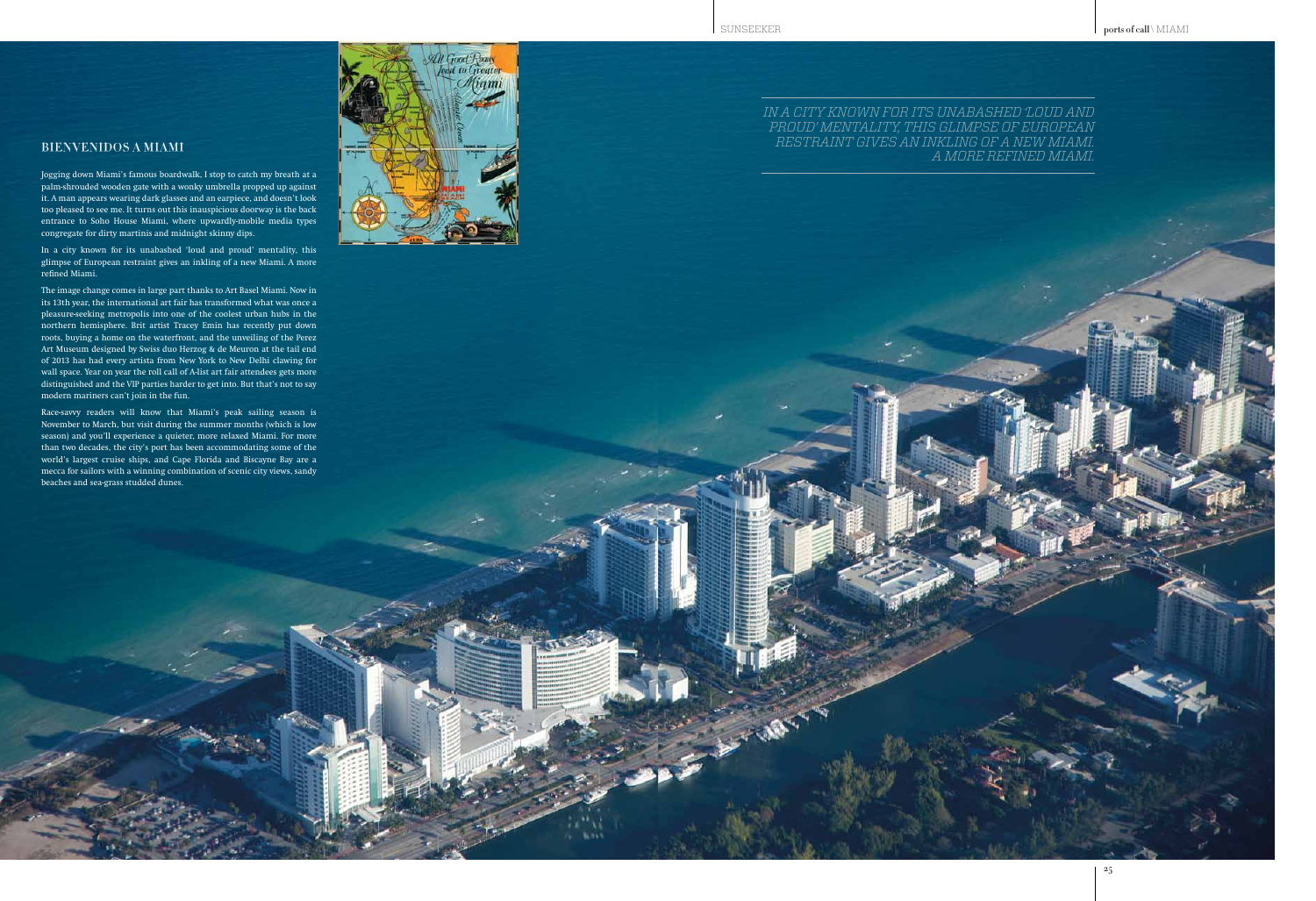## BIENVENIDOS A MIAMI

Jogging down Miami's famous boardwalk, I stop to catch my breath at a palm-shrouded wooden gate with a wonky umbrella propped up against it. A man appears wearing dark glasses and an earpiece, and doesn't look too pleased to see me. It turns out this inauspicious doorway is the back entrance to Soho House Miami, where upwardly-mobile media types congregate for dirty martinis and midnight skinny dips.

In a city known for its unabashed 'loud and proud' mentality, this glimpse of European restraint gives an inkling of a new Miami. A more refined Miami.

The image change comes in large part thanks to Art Basel Miami. Now in its 13th year, the international art fair has transformed what was once a pleasure-seeking metropolis into one of the coolest urban hubs in the northern hemisphere. Brit artist Tracey Emin has recently put down roots, buying a home on the waterfront, and the unveiling of the Perez Art Museum designed by Swiss duo Herzog & de Meuron at the tail end of 2013 has had every artista from New York to New Delhi clawing for wall space. Year on year the roll call of A-list art fair attendees gets more distinguished and the VIP parties harder to get into. But that's not to say modern mariners can't join in the fun.

Race-savvy readers will know that Miami's peak sailing season is November to March, but visit during the summer months (which is low season) and you'll experience a quieter, more relaxed Miami. For more than two decades, the city's port has been accommodating some of the world's largest cruise ships, and Cape Florida and Biscayne Bay are a mecca for sailors with a winning combination of scenic city views, sandy beaches and sea-grass studded dunes.

*IN A CITY KNOWN FOR ITS UNABASHED 'LOUD AND PROUD' MENTALITY, THIS GLIMPSE OF EUROPEAN RESTRAINT GIVES AN INKLING OF A NEW MIAMI. A MORE REFINED MIAMI.*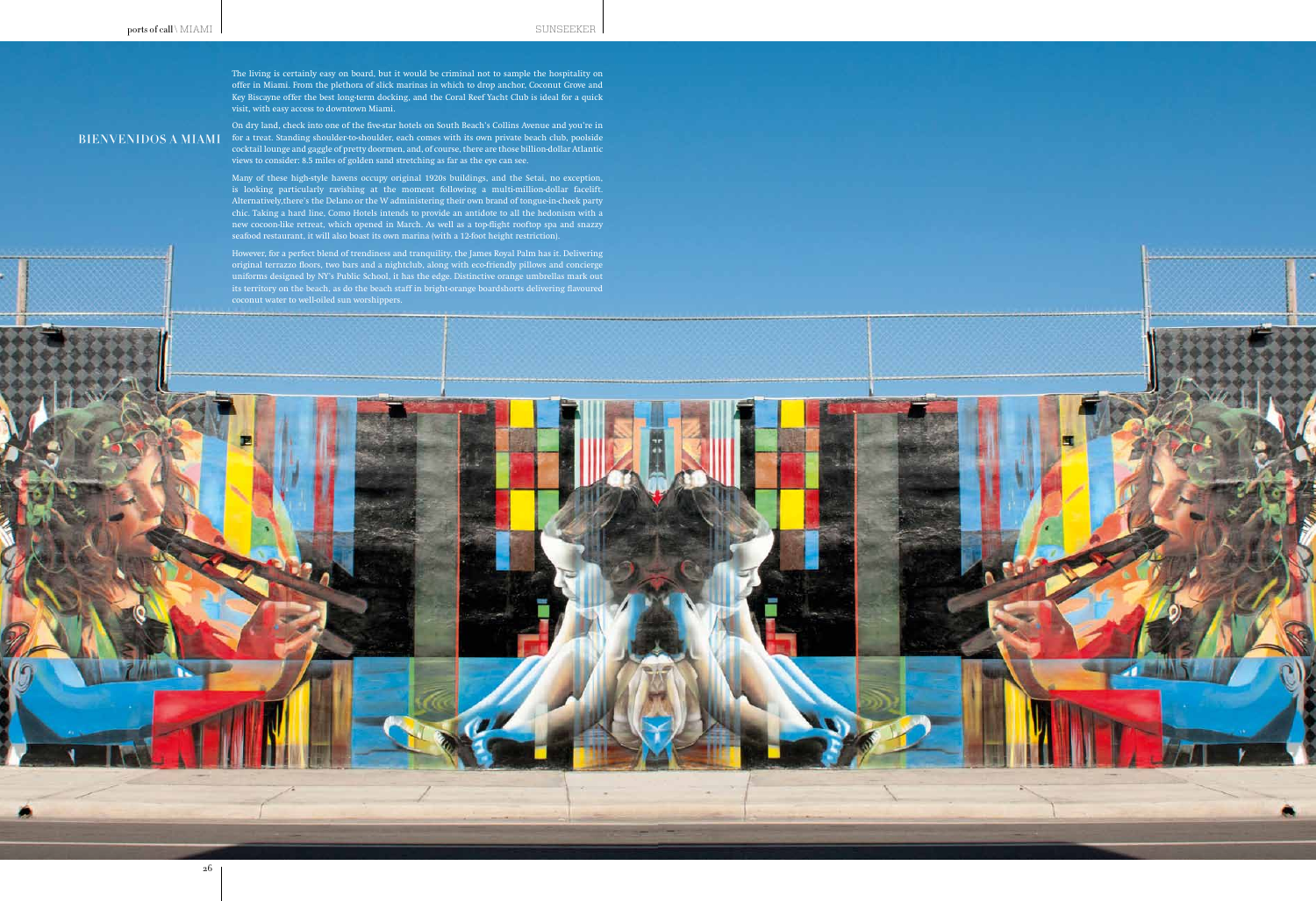## BIENVENIDOS A MIAMI

The living is certainly easy on board, but it would be criminal not to sample the hospitality on offer in Miami. From the plethora of slick marinas in which to drop anchor, Coconut Grove and Key Biscayne offer the best long-term docking, and the Coral Reef Yacht Club is ideal for a quick visit, with easy access to downtown Miami.

On dry land, check into one of the five-star hotels on South Beach's Collins Avenue and you're in for a treat. Standing shoulder-to-shoulder, each comes with its own private beach club, poolside cocktail lounge and gaggle of pretty doormen, and, of course, there are those billion-dollar Atlantic views to consider: 8.5 miles of golden sand stretching as far as the eye can see.

Many of these high-style havens occupy original 1920s buildings, and the Setai, no exception, is looking particularly ravishing at the moment following a multi-million-dollar facelift. Alternatively,there's the Delano or the W administering their own brand of tongue-in-cheek party chic. Taking a hard line, Como Hotels intends to provide an antidote to all the hedonism with a new cocoon-like retreat, which opened in March. As well as a top-flight rooftop spa and snazzy seafood restaurant, it will also boast its own marina (with a 12-foot height restriction).

However, for a perfect blend of trendiness and tranquility, the James Royal Palm has it. Delivering original terrazzo floors, two bars and a nightclub, along with eco-friendly pillows and concierge uniforms designed by NY's Public School, it has the edge. Distinctive orange umbrellas mark out its territory on the beach, as do the beach staff in bright-orange boardshorts delivering flavoured coconut water to well-oiled sun worshippers.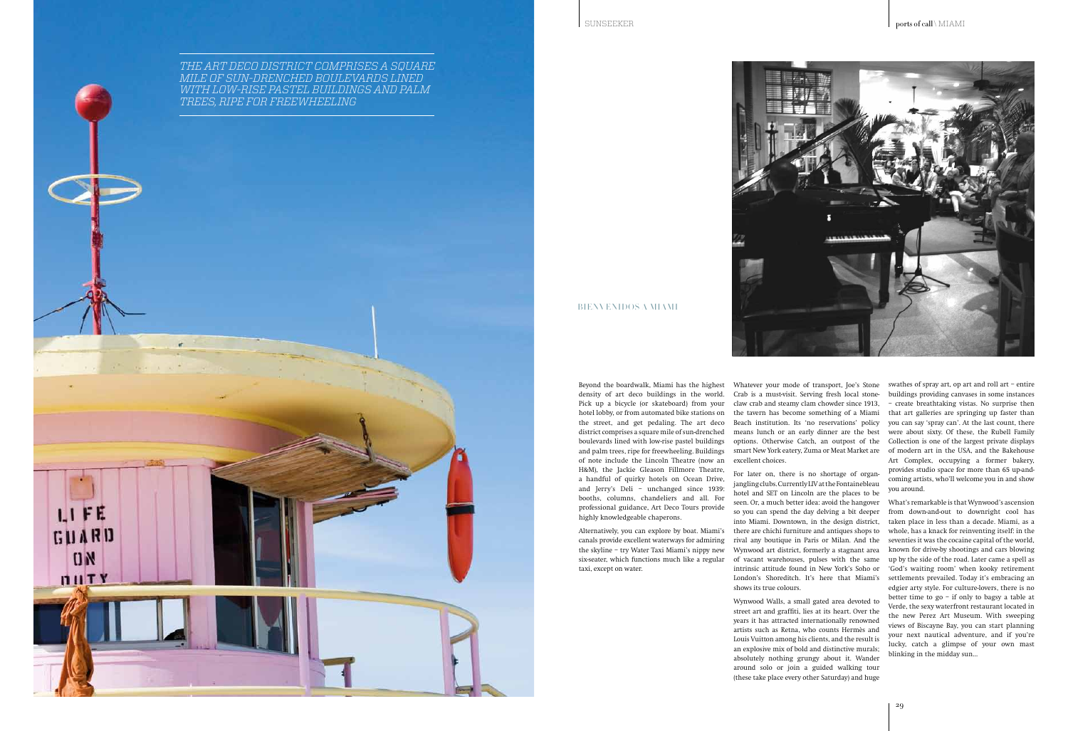*THE ART DECO DISTRICT COMPRISES A SQUARE MILE OF SUN-DRENCHED BOULEVARDS LINED WITH LOW-RISE PASTEL BUILDINGS AND PALM TREES, RIPE FOR FREEWHEELING*

BIENVENIDOS A MIAMI

Beyond the boardwalk, Miami has the highest density of art deco buildings in the world. Pick up a bicycle (or skateboard) from your hotel lobby, or from automated bike stations on the street, and get pedaling. The art deco district comprises a square mile of sun-drenched boulevards lined with low-rise pastel buildings and palm trees, ripe for freewheeling. Buildings of note include the Lincoln Theatre (now an H&M), the Jackie Gleason Fillmore Theatre, a handful of quirky hotels on Ocean Drive, and Jerry's Deli – unchanged since 1939: booths, columns, chandeliers and all. For professional guidance, Art Deco Tours provide highly knowledgeable chaperons.

Alternatively, you can explore by boat. Miami's canals provide excellent waterways for admiring the skyline – try Water Taxi Miami's nippy new six-seater, which functions much like a regular taxi, except on water.

Whatever your mode of transport, Joe's Stone Crab is a must-visit. Serving fresh local stone-claw crab and steamy clam chowder since 1913, the tavern has become something of a Miami Beach institution. Its 'no reservations' policy means lunch or an early dinner are the best options. Otherwise Catch, an outpost of the smart New York eatery, Zuma or Meat Market are excellent choices.

For later on, there is no shortage of organ-jangling clubs. Currently LIV at the Fontainebleau hotel and SET on Lincoln are the places to be seen. Or, a much better idea: avoid the hangover so you can spend the day delving a bit deeper into Miami. Downtown, in the design district, there are chichi furniture and antiques shops to rival any boutique in Paris or Milan. And the Wynwood art district, formerly a stagnant area of vacant warehouses, pulses with the same intrinsic attitude found in New York's Soho or London's Shoreditch. It's here that Miami's shows its true colours.

Wynwood Walls, a small gated area devoted to street art and graffiti, lies at its heart. Over the years it has attracted internationally renowned artists such as Retna, who counts Hermès and Louis Vuitton among his clients, and the result is an explosive mix of bold and distinctive murals; absolutely nothing grungy about it. Wander around solo or join a guided walking tour (these take place every other Saturday) and huge swathes of spray art, op art and roll art – entire buildings providing canvases in some instances – create breathtaking vistas. No surprise then that art galleries are springing up faster than you can say 'spray can'. At the last count, there were about sixty. Of these, the Rubell Family Collection is one of the largest private displays of modern art in the USA, and the Bakehouse Art Complex, occupying a former bakery, provides studio space for more than 65 up-and-coming artists, who'll welcome you in and show you around.

What's remarkable is that Wynwood's ascension from down-and-out to downright cool has taken place in less than a decade. Miami, as a whole, has a knack for reinventing itself: in the seventies it was the cocaine capital of the world, known for drive-by shootings and cars blowing up by the side of the road. Later came a spell as 'God's waiting room' when kooky retirement settlements prevailed. Today it's embracing an edgier arty style. For culture-lovers, there is no better time to go – if only to bagsy a table at Verde, the sexy waterfront restaurant located in the new Perez Art Museum. With sweeping views of Biscayne Bay, you can start planning your next nautical adventure, and if you're lucky, catch a glimpse of your own mast blinking in the midday sun...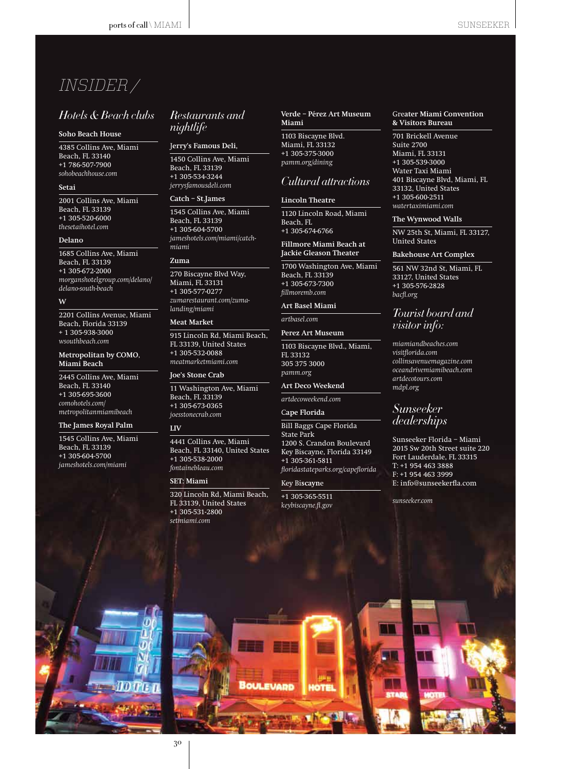# INSIDER /

## Hotels & Beach clubs

**Soho Beach House**

4385 Collins Ave, Miami Beach, FL 33140
+1 786-507-7900
*sohobeachhouse.com*

**Setai**

2001 Collins Ave, Miami Beach, FL 33139
+1 305-520-6000
*thesetaihotel.com*

**Delano**

1685 Collins Ave, Miami Beach, FL 33139
+1 305-672-2000
*morganshotelgroup.com/delano/delano-south-beach*

**W**

2201 Collins Avenue, Miami Beach, Florida 33139
+ 1 305-938-3000
*wsouthbeach.com*

**Metropolitan by COMO, Miami Beach**

2445 Collins Ave, Miami Beach, FL 33140
+1 305-695-3600
*comohotels.com/metropolitanmiamibeach*

**The James Royal Palm**

1545 Collins Ave, Miami Beach, FL 33139
+1 305-604-5700
*jameshotels.com/miami*

## Restaurants and nightlife

**Jerry's Famous Deli,**

1450 Collins Ave, Miami Beach, FL 33139
+1 305-534-3244
*jerrysfamousdeli.com*

**Catch – St.James**

1545 Collins Ave, Miami Beach, FL 33139
+1 305-604-5700
*jameshotels.com/miami/catch-miami*

**Zuma**

270 Biscayne Blvd Way, Miami, FL 33131
+1 305-577-0277
*zumarestaurant.com/zuma-landing/miami*

**Meat Market**

915 Lincoln Rd, Miami Beach, FL 33139, United States
+1 305-532-0088
*meatmarketmiami.com*

**Joe's Stone Crab**

11 Washington Ave, Miami Beach, FL 33139
+1 305-673-0365
*joesstonecrab.com*

**LIV**

4441 Collins Ave, Miami Beach, FL 33140, United States
+1 305-538-2000
*fontainebleau.com*

**SET: Miami**

320 Lincoln Rd, Miami Beach, FL 33139, United States
+1 305-531-2800
*setmiami.com*

**Verde – Pérez Art Museum Miami**

1103 Biscayne Blvd. Miami, FL 33132
+1 305-375-3000
*pamm.org/dining*

## Cultural attractions

**Lincoln Theatre**

1120 Lincoln Road, Miami Beach, FL
+1 305-674-6766

**Fillmore Miami Beach at Jackie Gleason Theater**

1700 Washington Ave, Miami Beach, FL 33139
+1 305-673-7300
*fillmoremb.com*

**Art Basel Miami**

*artbasel.com*

**Perez Art Museum**

1103 Biscayne Blvd., Miami, FL 33132
305 375 3000
*pamm.org*

**Art Deco Weekend**

*artdecoweekend.com*

**Cape Florida**

Bill Baggs Cape Florida State Park
1200 S. Crandon Boulevard
Key Biscayne, Florida 33149
+1 305-361-5811
*floridastateparks.org/capeflorida*

Key Biscayne

+1 305-365-5511
*keybiscayne.fl.gov*

**Greater Miami Convention & Visitors Bureau**

701 Brickell Avenue
Suite 2700
Miami, FL 33131
+1 305-539-3000
Water Taxi Miami
401 Biscayne Blvd, Miami, FL 33132, United States
+1 305-600-2511
*watertaximiami.com*

**The Wynwood Walls**

NW 25th St, Miami, FL 33127, United States

**Bakehouse Art Complex**

561 NW 32nd St, Miami, FL 33127, United States
+1 305-576-2828
*bacfl.org*

## Tourist board and visitor info:

*miamiandbeaches.com*
*visitflorida.com*
*collinsavenuemagazine.com*
*oceandrivemiamibeach.com*
*artdecotours.com*
*mdpl.org*

## Sunseeker dealerships

Sunseeker Florida – Miami
2015 Sw 20th Street suite 220
Fort Lauderdale, FL 33315
T: +1 954 463 3888
F: +1 954 463 3999
E: info@sunseekerfla.com

*sunseeker.com*